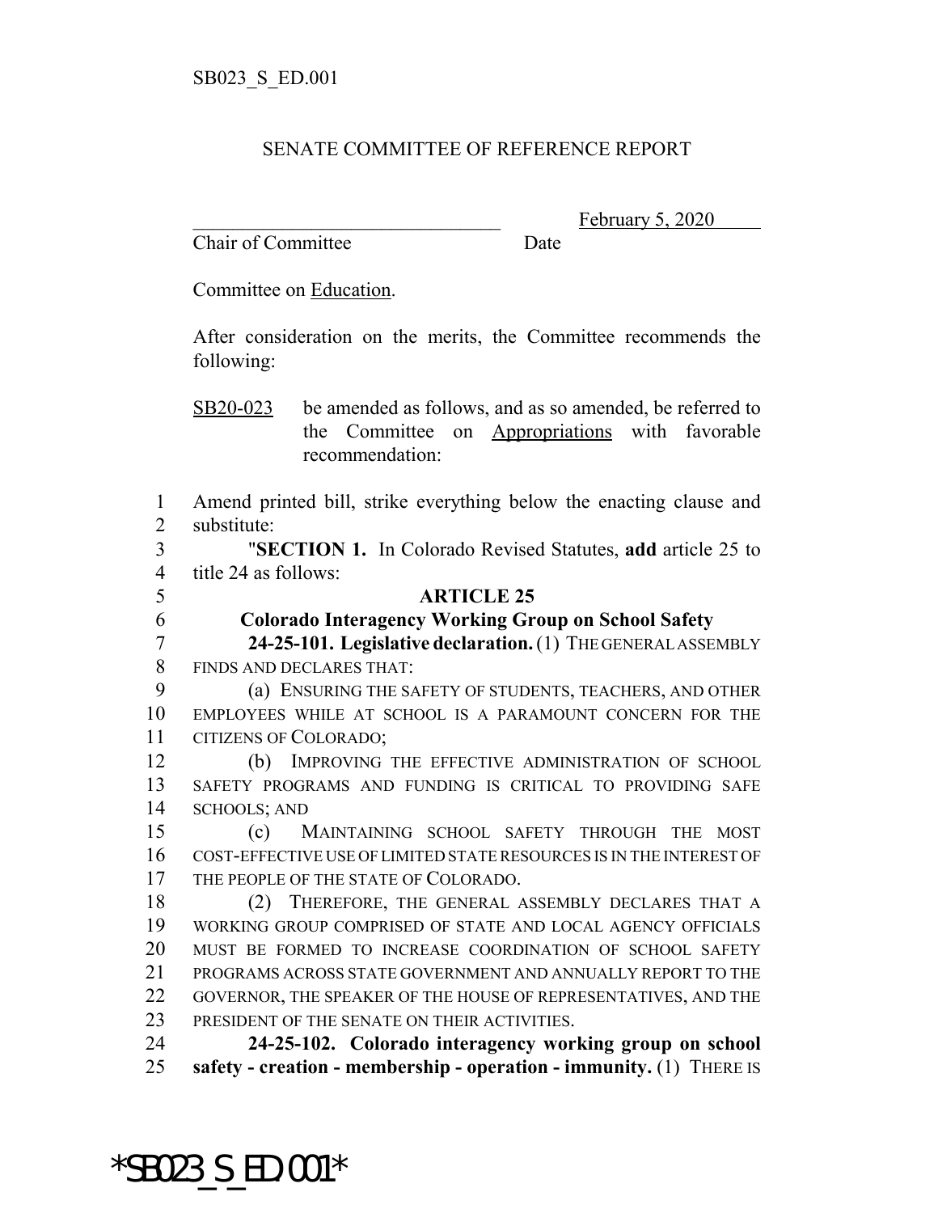SB023_S_ED.001

SENATE COMMITTEE OF REFERENCE REPORT

_______________________________ February 5, 2020
Chair of Committee Date

Committee on Education.

After consideration on the merits, the Committee recommends the following:

SB20-023 be amended as follows, and as so amended, be referred to the Committee on Appropriations with favorable recommendation:

1 Amend printed bill, strike everything below the enacting clause and
2 substitute:
3 "**SECTION 1.** In Colorado Revised Statutes, **add** article 25 to
4 title 24 as follows:

5 **ARTICLE 25**

6 **Colorado Interagency Working Group on School Safety**

7 **24-25-101. Legislative declaration.** (1) THE GENERAL ASSEMBLY
8 FINDS AND DECLARES THAT:
9 (a) ENSURING THE SAFETY OF STUDENTS, TEACHERS, AND OTHER
10 EMPLOYEES WHILE AT SCHOOL IS A PARAMOUNT CONCERN FOR THE
11 CITIZENS OF COLORADO;
12 (b) IMPROVING THE EFFECTIVE ADMINISTRATION OF SCHOOL
13 SAFETY PROGRAMS AND FUNDING IS CRITICAL TO PROVIDING SAFE
14 SCHOOLS; AND
15 (c) MAINTAINING SCHOOL SAFETY THROUGH THE MOST
16 COST-EFFECTIVE USE OF LIMITED STATE RESOURCES IS IN THE INTEREST OF
17 THE PEOPLE OF THE STATE OF COLORADO.
18 (2) THEREFORE, THE GENERAL ASSEMBLY DECLARES THAT A
19 WORKING GROUP COMPRISED OF STATE AND LOCAL AGENCY OFFICIALS
20 MUST BE FORMED TO INCREASE COORDINATION OF SCHOOL SAFETY
21 PROGRAMS ACROSS STATE GOVERNMENT AND ANNUALLY REPORT TO THE
22 GOVERNOR, THE SPEAKER OF THE HOUSE OF REPRESENTATIVES, AND THE
23 PRESIDENT OF THE SENATE ON THEIR ACTIVITIES.
24 **24-25-102. Colorado interagency working group on school**
25 **safety - creation - membership - operation - immunity.** (1) THERE IS

*SB023_S_ED.001*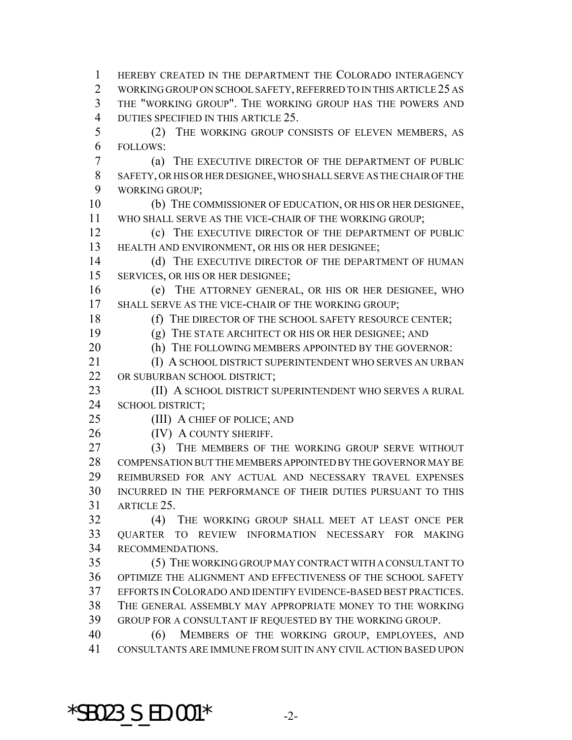HEREBY CREATED IN THE DEPARTMENT THE COLORADO INTERAGENCY WORKING GROUP ON SCHOOL SAFETY, REFERRED TO IN THIS ARTICLE 25 AS THE "WORKING GROUP". THE WORKING GROUP HAS THE POWERS AND DUTIES SPECIFIED IN THIS ARTICLE 25.

(2) THE WORKING GROUP CONSISTS OF ELEVEN MEMBERS, AS FOLLOWS:

(a) THE EXECUTIVE DIRECTOR OF THE DEPARTMENT OF PUBLIC SAFETY, OR HIS OR HER DESIGNEE, WHO SHALL SERVE AS THE CHAIR OF THE WORKING GROUP;

(b) THE COMMISSIONER OF EDUCATION, OR HIS OR HER DESIGNEE, WHO SHALL SERVE AS THE VICE-CHAIR OF THE WORKING GROUP;

(c) THE EXECUTIVE DIRECTOR OF THE DEPARTMENT OF PUBLIC HEALTH AND ENVIRONMENT, OR HIS OR HER DESIGNEE;

(d) THE EXECUTIVE DIRECTOR OF THE DEPARTMENT OF HUMAN SERVICES, OR HIS OR HER DESIGNEE;

(e) THE ATTORNEY GENERAL, OR HIS OR HER DESIGNEE, WHO SHALL SERVE AS THE VICE-CHAIR OF THE WORKING GROUP;

(f) THE DIRECTOR OF THE SCHOOL SAFETY RESOURCE CENTER;

(g) THE STATE ARCHITECT OR HIS OR HER DESIGNEE; AND

(h) THE FOLLOWING MEMBERS APPOINTED BY THE GOVERNOR:

(I) A SCHOOL DISTRICT SUPERINTENDENT WHO SERVES AN URBAN OR SUBURBAN SCHOOL DISTRICT;

(II) A SCHOOL DISTRICT SUPERINTENDENT WHO SERVES A RURAL SCHOOL DISTRICT;

(III) A CHIEF OF POLICE; AND

(IV) A COUNTY SHERIFF.

(3) THE MEMBERS OF THE WORKING GROUP SERVE WITHOUT COMPENSATION BUT THE MEMBERS APPOINTED BY THE GOVERNOR MAY BE REIMBURSED FOR ANY ACTUAL AND NECESSARY TRAVEL EXPENSES INCURRED IN THE PERFORMANCE OF THEIR DUTIES PURSUANT TO THIS ARTICLE 25.

(4) THE WORKING GROUP SHALL MEET AT LEAST ONCE PER QUARTER TO REVIEW INFORMATION NECESSARY FOR MAKING RECOMMENDATIONS.

(5) THE WORKING GROUP MAY CONTRACT WITH A CONSULTANT TO OPTIMIZE THE ALIGNMENT AND EFFECTIVENESS OF THE SCHOOL SAFETY EFFORTS IN COLORADO AND IDENTIFY EVIDENCE-BASED BEST PRACTICES. THE GENERAL ASSEMBLY MAY APPROPRIATE MONEY TO THE WORKING GROUP FOR A CONSULTANT IF REQUESTED BY THE WORKING GROUP.

(6) MEMBERS OF THE WORKING GROUP, EMPLOYEES, AND CONSULTANTS ARE IMMUNE FROM SUIT IN ANY CIVIL ACTION BASED UPON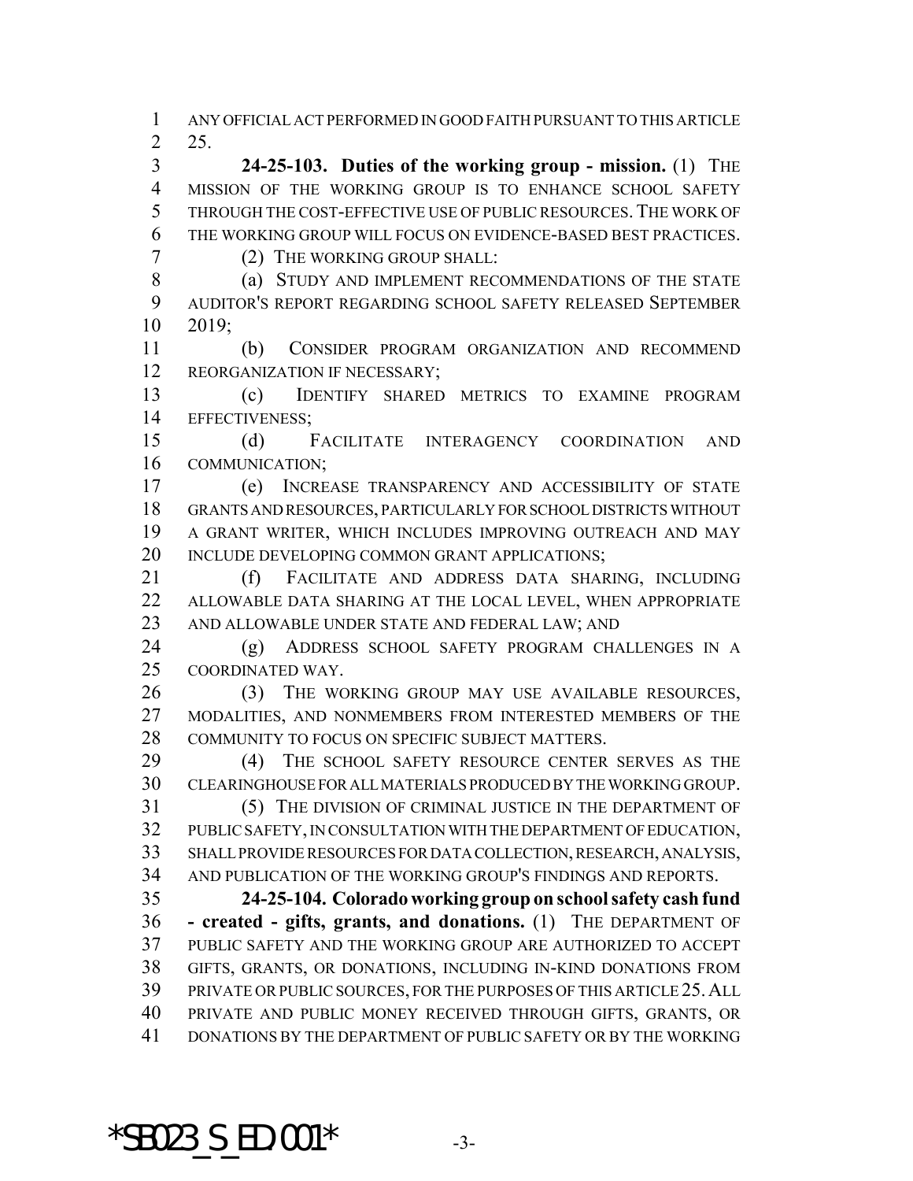ANY OFFICIAL ACT PERFORMED IN GOOD FAITH PURSUANT TO THIS ARTICLE 25.

**24-25-103. Duties of the working group - mission.** (1) THE MISSION OF THE WORKING GROUP IS TO ENHANCE SCHOOL SAFETY THROUGH THE COST-EFFECTIVE USE OF PUBLIC RESOURCES. THE WORK OF THE WORKING GROUP WILL FOCUS ON EVIDENCE-BASED BEST PRACTICES.

(2) THE WORKING GROUP SHALL:

(a) STUDY AND IMPLEMENT RECOMMENDATIONS OF THE STATE AUDITOR'S REPORT REGARDING SCHOOL SAFETY RELEASED SEPTEMBER 2019;

(b) CONSIDER PROGRAM ORGANIZATION AND RECOMMEND REORGANIZATION IF NECESSARY;

(c) IDENTIFY SHARED METRICS TO EXAMINE PROGRAM EFFECTIVENESS;

(d) FACILITATE INTERAGENCY COORDINATION AND COMMUNICATION;

(e) INCREASE TRANSPARENCY AND ACCESSIBILITY OF STATE GRANTS AND RESOURCES, PARTICULARLY FOR SCHOOL DISTRICTS WITHOUT A GRANT WRITER, WHICH INCLUDES IMPROVING OUTREACH AND MAY INCLUDE DEVELOPING COMMON GRANT APPLICATIONS;

(f) FACILITATE AND ADDRESS DATA SHARING, INCLUDING ALLOWABLE DATA SHARING AT THE LOCAL LEVEL, WHEN APPROPRIATE AND ALLOWABLE UNDER STATE AND FEDERAL LAW; AND

(g) ADDRESS SCHOOL SAFETY PROGRAM CHALLENGES IN A COORDINATED WAY.

(3) THE WORKING GROUP MAY USE AVAILABLE RESOURCES, MODALITIES, AND NONMEMBERS FROM INTERESTED MEMBERS OF THE COMMUNITY TO FOCUS ON SPECIFIC SUBJECT MATTERS.

(4) THE SCHOOL SAFETY RESOURCE CENTER SERVES AS THE CLEARINGHOUSE FOR ALL MATERIALS PRODUCED BY THE WORKING GROUP.

(5) THE DIVISION OF CRIMINAL JUSTICE IN THE DEPARTMENT OF PUBLIC SAFETY, IN CONSULTATION WITH THE DEPARTMENT OF EDUCATION, SHALL PROVIDE RESOURCES FOR DATA COLLECTION, RESEARCH, ANALYSIS, AND PUBLICATION OF THE WORKING GROUP'S FINDINGS AND REPORTS.

**24-25-104. Colorado working group on school safety cash fund - created - gifts, grants, and donations.** (1) THE DEPARTMENT OF PUBLIC SAFETY AND THE WORKING GROUP ARE AUTHORIZED TO ACCEPT GIFTS, GRANTS, OR DONATIONS, INCLUDING IN-KIND DONATIONS FROM PRIVATE OR PUBLIC SOURCES, FOR THE PURPOSES OF THIS ARTICLE 25. ALL PRIVATE AND PUBLIC MONEY RECEIVED THROUGH GIFTS, GRANTS, OR DONATIONS BY THE DEPARTMENT OF PUBLIC SAFETY OR BY THE WORKING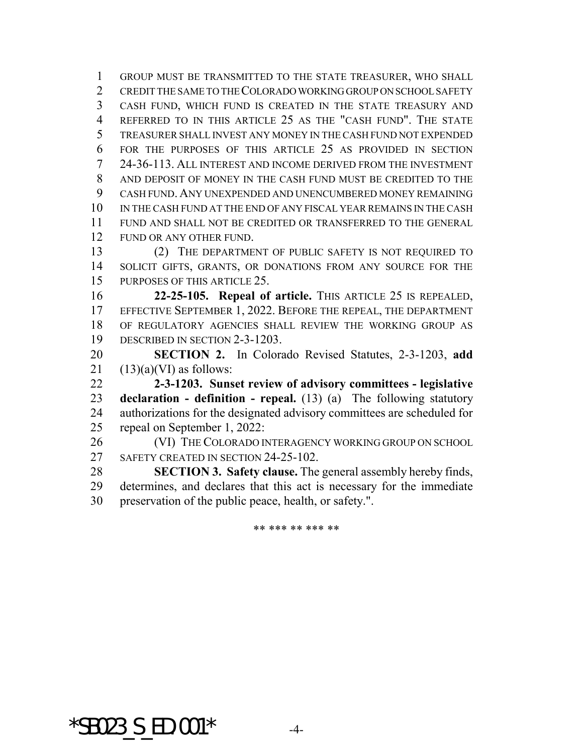GROUP MUST BE TRANSMITTED TO THE STATE TREASURER, WHO SHALL CREDIT THE SAME TO THE COLORADO WORKING GROUP ON SCHOOL SAFETY CASH FUND, WHICH FUND IS CREATED IN THE STATE TREASURY AND REFERRED TO IN THIS ARTICLE 25 AS THE "CASH FUND". THE STATE TREASURER SHALL INVEST ANY MONEY IN THE CASH FUND NOT EXPENDED FOR THE PURPOSES OF THIS ARTICLE 25 AS PROVIDED IN SECTION 24-36-113. ALL INTEREST AND INCOME DERIVED FROM THE INVESTMENT AND DEPOSIT OF MONEY IN THE CASH FUND MUST BE CREDITED TO THE CASH FUND. ANY UNEXPENDED AND UNENCUMBERED MONEY REMAINING IN THE CASH FUND AT THE END OF ANY FISCAL YEAR REMAINS IN THE CASH FUND AND SHALL NOT BE CREDITED OR TRANSFERRED TO THE GENERAL FUND OR ANY OTHER FUND.

(2) THE DEPARTMENT OF PUBLIC SAFETY IS NOT REQUIRED TO SOLICIT GIFTS, GRANTS, OR DONATIONS FROM ANY SOURCE FOR THE PURPOSES OF THIS ARTICLE 25.

**22-25-105. Repeal of article.** THIS ARTICLE 25 IS REPEALED, EFFECTIVE SEPTEMBER 1, 2022. BEFORE THE REPEAL, THE DEPARTMENT OF REGULATORY AGENCIES SHALL REVIEW THE WORKING GROUP AS DESCRIBED IN SECTION 2-3-1203.

**SECTION 2.** In Colorado Revised Statutes, 2-3-1203, **add** (13)(a)(VI) as follows:

**2-3-1203. Sunset review of advisory committees - legislative declaration - definition - repeal.** (13) (a) The following statutory authorizations for the designated advisory committees are scheduled for repeal on September 1, 2022:

(VI) THE COLORADO INTERAGENCY WORKING GROUP ON SCHOOL SAFETY CREATED IN SECTION 24-25-102.

**SECTION 3. Safety clause.** The general assembly hereby finds, determines, and declares that this act is necessary for the immediate preservation of the public peace, health, or safety.".

\*\* \*\*\* \*\* \*\*\* \*\*

*SB023_S_ED.001*